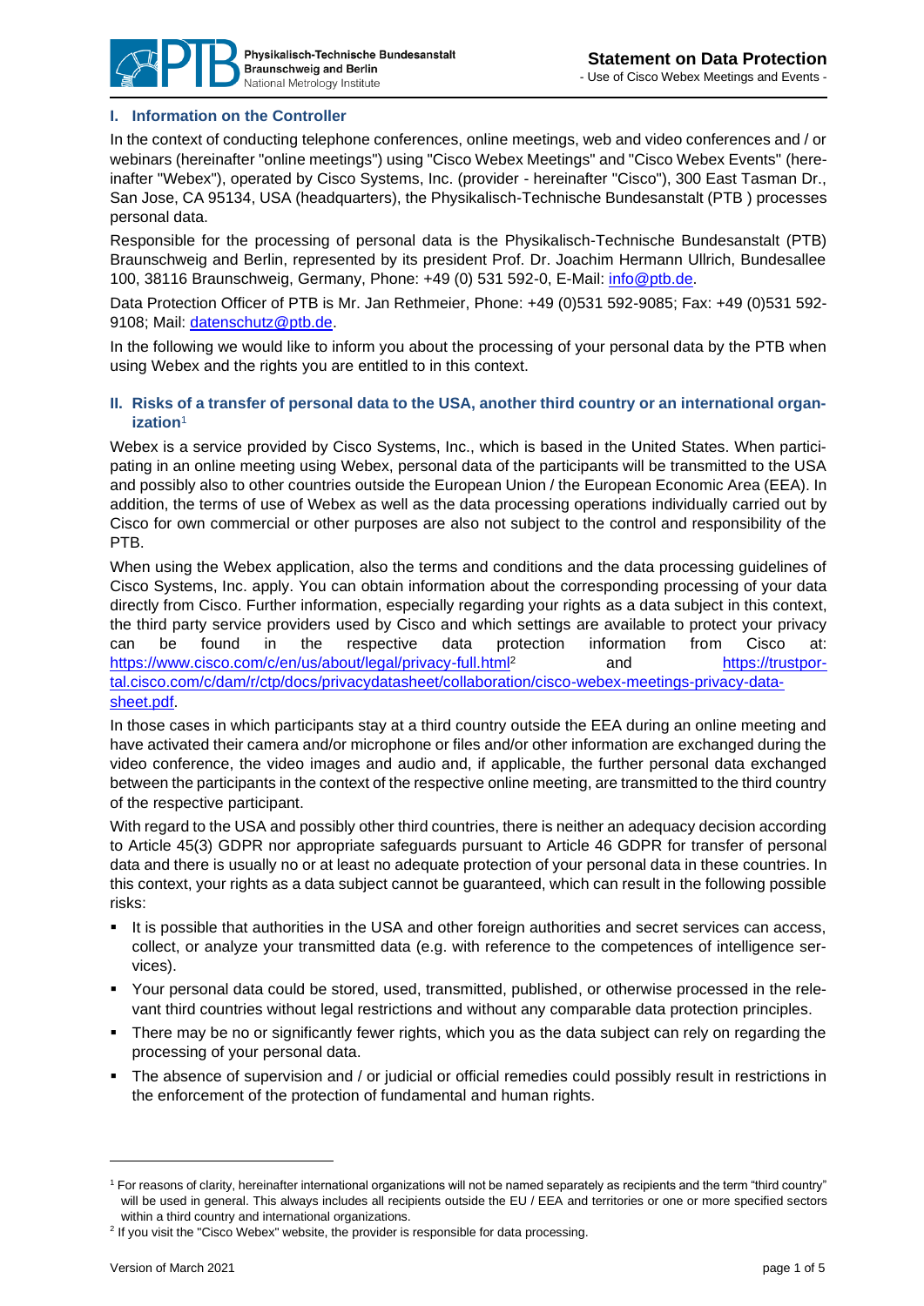## I. Information on the Controller

In the context of conducting telephone conferences, online meetings, web and video conferences and / or webinars (hereinafter "online meetings") using "Cisco Webex Meetings" and "Cisco Webex Events" (hereinafter "Webex"), operated by Cisco Systems, Inc. (provider - hereinafter "Cisco"), 300 East Tasman Dr., San Jose, CA 95134, USA (headquarters), the Physikalisch-Technische Bundesanstalt (PTB ) processes personal data.

Responsible for the processing of personal data is the Physikalisch-Technische Bundesanstalt (PTB) Braunschweig and Berlin, represented by its president Prof. Dr. Joachim Hermann Ullrich, Bundesallee 100, 38116 Braunschweig, Germany, Phone: +49 (0) 531 592-0, E-Mail: info@ptb.de.

Data Protection Officer of PTB is Mr. Jan Rethmeier, Phone: +49 (0)531 592-9085; Fax: +49 (0)531 592-9108; Mail: datenschutz@ptb.de.

In the following we would like to inform you about the processing of your personal data by the PTB when using Webex and the rights you are entitled to in this context.

## II. Risks of a transfer of personal data to the USA, another third country or an international organization[1]

Webex is a service provided by Cisco Systems, Inc., which is based in the United States. When participating in an online meeting using Webex, personal data of the participants will be transmitted to the USA and possibly also to other countries outside the European Union / the European Economic Area (EEA). In addition, the terms of use of Webex as well as the data processing operations individually carried out by Cisco for own commercial or other purposes are also not subject to the control and responsibility of the PTB.

When using the Webex application, also the terms and conditions and the data processing guidelines of Cisco Systems, Inc. apply. You can obtain information about the corresponding processing of your data directly from Cisco. Further information, especially regarding your rights as a data subject in this context, the third party service providers used by Cisco and which settings are available to protect your privacy can be found in the respective data protection information from Cisco at: https://www.cisco.com/c/en/us/about/legal/privacy-full.html[2] and https://trustportal.cisco.com/c/dam/r/ctp/docs/privacydatasheet/collaboration/cisco-webex-meetings-privacy-data-sheet.pdf.

In those cases in which participants stay at a third country outside the EEA during an online meeting and have activated their camera and/or microphone or files and/or other information are exchanged during the video conference, the video images and audio and, if applicable, the further personal data exchanged between the participants in the context of the respective online meeting, are transmitted to the third country of the respective participant.

With regard to the USA and possibly other third countries, there is neither an adequacy decision according to Article 45(3) GDPR nor appropriate safeguards pursuant to Article 46 GDPR for transfer of personal data and there is usually no or at least no adequate protection of your personal data in these countries. In this context, your rights as a data subject cannot be guaranteed, which can result in the following possible risks:

- It is possible that authorities in the USA and other foreign authorities and secret services can access, collect, or analyze your transmitted data (e.g. with reference to the competences of intelligence services).
- Your personal data could be stored, used, transmitted, published, or otherwise processed in the relevant third countries without legal restrictions and without any comparable data protection principles.
- There may be no or significantly fewer rights, which you as the data subject can rely on regarding the processing of your personal data.
- The absence of supervision and / or judicial or official remedies could possibly result in restrictions in the enforcement of the protection of fundamental and human rights.

---

[1] For reasons of clarity, hereinafter international organizations will not be named separately as recipients and the term "third country" will be used in general. This always includes all recipients outside the EU / EEA and territories or one or more specified sectors within a third country and international organizations.

[2] If you visit the "Cisco Webex" website, the provider is responsible for data processing.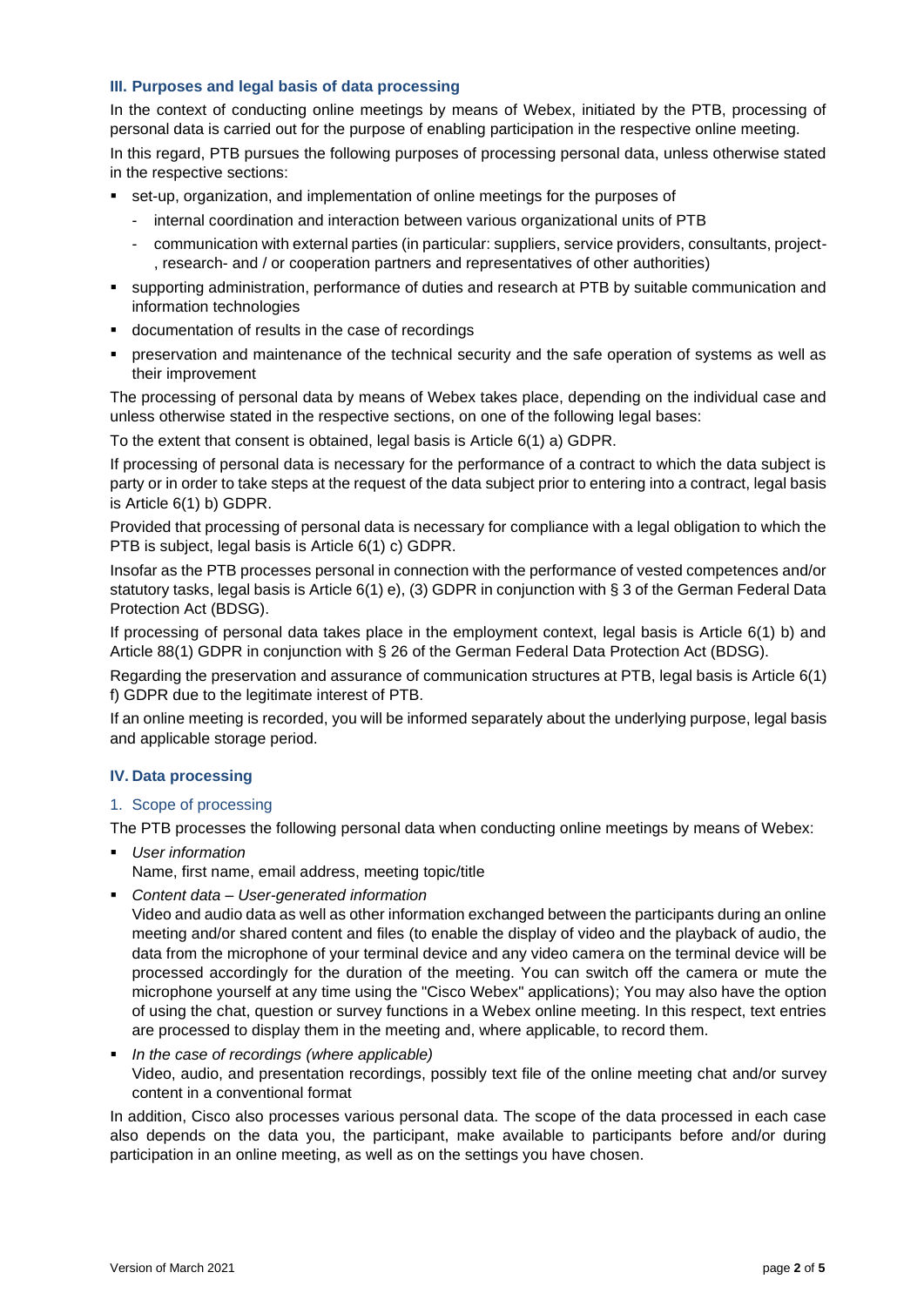## III. Purposes and legal basis of data processing

In the context of conducting online meetings by means of Webex, initiated by the PTB, processing of personal data is carried out for the purpose of enabling participation in the respective online meeting.

In this regard, PTB pursues the following purposes of processing personal data, unless otherwise stated in the respective sections:

- set-up, organization, and implementation of online meetings for the purposes of
  - internal coordination and interaction between various organizational units of PTB
  - communication with external parties (in particular: suppliers, service providers, consultants, project-, research- and / or cooperation partners and representatives of other authorities)
- supporting administration, performance of duties and research at PTB by suitable communication and information technologies
- documentation of results in the case of recordings
- preservation and maintenance of the technical security and the safe operation of systems as well as their improvement

The processing of personal data by means of Webex takes place, depending on the individual case and unless otherwise stated in the respective sections, on one of the following legal bases:

To the extent that consent is obtained, legal basis is Article 6(1) a) GDPR.

If processing of personal data is necessary for the performance of a contract to which the data subject is party or in order to take steps at the request of the data subject prior to entering into a contract, legal basis is Article 6(1) b) GDPR.

Provided that processing of personal data is necessary for compliance with a legal obligation to which the PTB is subject, legal basis is Article 6(1) c) GDPR.

Insofar as the PTB processes personal in connection with the performance of vested competences and/or statutory tasks, legal basis is Article 6(1) e), (3) GDPR in conjunction with § 3 of the German Federal Data Protection Act (BDSG).

If processing of personal data takes place in the employment context, legal basis is Article 6(1) b) and Article 88(1) GDPR in conjunction with § 26 of the German Federal Data Protection Act (BDSG).

Regarding the preservation and assurance of communication structures at PTB, legal basis is Article 6(1) f) GDPR due to the legitimate interest of PTB.

If an online meeting is recorded, you will be informed separately about the underlying purpose, legal basis and applicable storage period.

## IV. Data processing

### 1. Scope of processing

The PTB processes the following personal data when conducting online meetings by means of Webex:

- *User information*
  Name, first name, email address, meeting topic/title
- *Content data – User-generated information*
  Video and audio data as well as other information exchanged between the participants during an online meeting and/or shared content and files (to enable the display of video and the playback of audio, the data from the microphone of your terminal device and any video camera on the terminal device will be processed accordingly for the duration of the meeting. You can switch off the camera or mute the microphone yourself at any time using the "Cisco Webex" applications); You may also have the option of using the chat, question or survey functions in a Webex online meeting. In this respect, text entries are processed to display them in the meeting and, where applicable, to record them.
- *In the case of recordings (where applicable)*
  Video, audio, and presentation recordings, possibly text file of the online meeting chat and/or survey content in a conventional format

In addition, Cisco also processes various personal data. The scope of the data processed in each case also depends on the data you, the participant, make available to participants before and/or during participation in an online meeting, as well as on the settings you have chosen.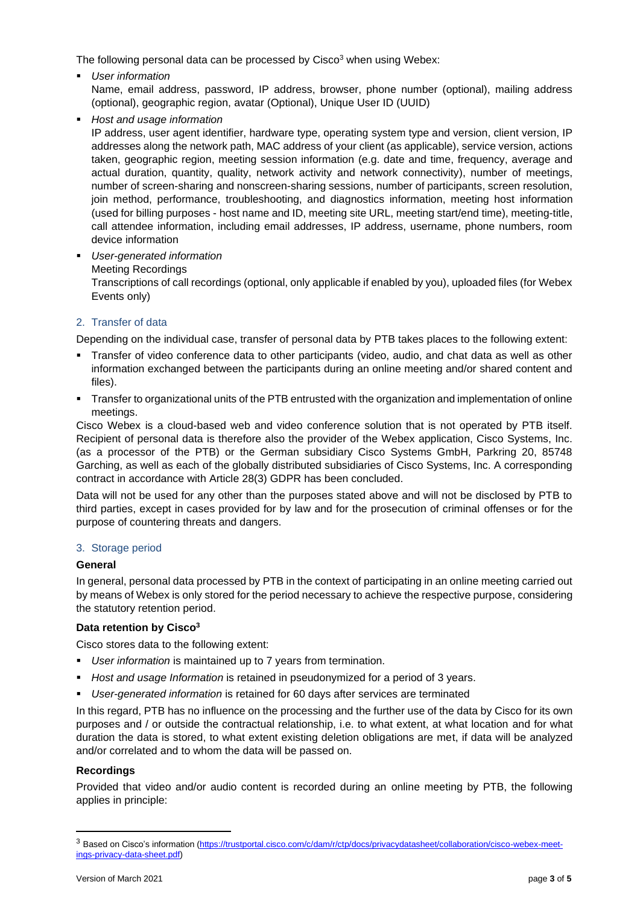The following personal data can be processed by Cisco[3] when using Webex:

- *User information*
  Name, email address, password, IP address, browser, phone number (optional), mailing address (optional), geographic region, avatar (Optional), Unique User ID (UUID)
- *Host and usage information*
  IP address, user agent identifier, hardware type, operating system type and version, client version, IP addresses along the network path, MAC address of your client (as applicable), service version, actions taken, geographic region, meeting session information (e.g. date and time, frequency, average and actual duration, quantity, quality, network activity and network connectivity), number of meetings, number of screen-sharing and nonscreen-sharing sessions, number of participants, screen resolution, join method, performance, troubleshooting, and diagnostics information, meeting host information (used for billing purposes - host name and ID, meeting site URL, meeting start/end time), meeting-title, call attendee information, including email addresses, IP address, username, phone numbers, room device information
- *User-generated information*
  Meeting Recordings
  Transcriptions of call recordings (optional, only applicable if enabled by you), uploaded files (for Webex Events only)

## 2. Transfer of data

Depending on the individual case, transfer of personal data by PTB takes places to the following extent:

- Transfer of video conference data to other participants (video, audio, and chat data as well as other information exchanged between the participants during an online meeting and/or shared content and files).
- Transfer to organizational units of the PTB entrusted with the organization and implementation of online meetings.

Cisco Webex is a cloud-based web and video conference solution that is not operated by PTB itself. Recipient of personal data is therefore also the provider of the Webex application, Cisco Systems, Inc. (as a processor of the PTB) or the German subsidiary Cisco Systems GmbH, Parkring 20, 85748 Garching, as well as each of the globally distributed subsidiaries of Cisco Systems, Inc. A corresponding contract in accordance with Article 28(3) GDPR has been concluded.

Data will not be used for any other than the purposes stated above and will not be disclosed by PTB to third parties, except in cases provided for by law and for the prosecution of criminal offenses or for the purpose of countering threats and dangers.

## 3. Storage period

**General**

In general, personal data processed by PTB in the context of participating in an online meeting carried out by means of Webex is only stored for the period necessary to achieve the respective purpose, considering the statutory retention period.

**Data retention by Cisco[3]**

Cisco stores data to the following extent:

- *User information* is maintained up to 7 years from termination.
- *Host and usage Information* is retained in pseudonymized for a period of 3 years.
- *User-generated information* is retained for 60 days after services are terminated

In this regard, PTB has no influence on the processing and the further use of the data by Cisco for its own purposes and / or outside the contractual relationship, i.e. to what extent, at what location and for what duration the data is stored, to what extent existing deletion obligations are met, if data will be analyzed and/or correlated and to whom the data will be passed on.

**Recordings**

Provided that video and/or audio content is recorded during an online meeting by PTB, the following applies in principle:

---

[3] Based on Cisco's information (https://trustportal.cisco.com/c/dam/r/ctp/docs/privacydatasheet/collaboration/cisco-webex-meetings-privacy-data-sheet.pdf)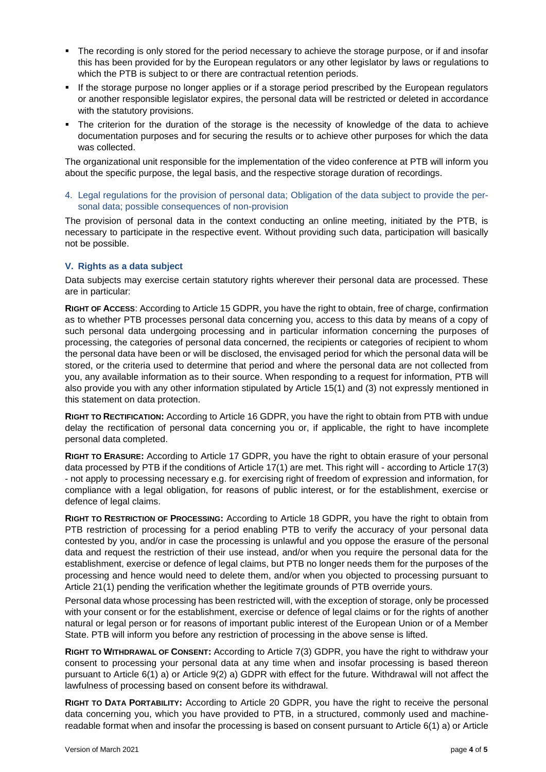- The recording is only stored for the period necessary to achieve the storage purpose, or if and insofar this has been provided for by the European regulators or any other legislator by laws or regulations to which the PTB is subject to or there are contractual retention periods.
- If the storage purpose no longer applies or if a storage period prescribed by the European regulators or another responsible legislator expires, the personal data will be restricted or deleted in accordance with the statutory provisions.
- The criterion for the duration of the storage is the necessity of knowledge of the data to achieve documentation purposes and for securing the results or to achieve other purposes for which the data was collected.

The organizational unit responsible for the implementation of the video conference at PTB will inform you about the specific purpose, the legal basis, and the respective storage duration of recordings.

4. Legal regulations for the provision of personal data; Obligation of the data subject to provide the personal data; possible consequences of non-provision

The provision of personal data in the context conducting an online meeting, initiated by the PTB, is necessary to participate in the respective event. Without providing such data, participation will basically not be possible.

### V. Rights as a data subject

Data subjects may exercise certain statutory rights wherever their personal data are processed. These are in particular:

**RIGHT OF ACCESS**: According to Article 15 GDPR, you have the right to obtain, free of charge, confirmation as to whether PTB processes personal data concerning you, access to this data by means of a copy of such personal data undergoing processing and in particular information concerning the purposes of processing, the categories of personal data concerned, the recipients or categories of recipient to whom the personal data have been or will be disclosed, the envisaged period for which the personal data will be stored, or the criteria used to determine that period and where the personal data are not collected from you, any available information as to their source. When responding to a request for information, PTB will also provide you with any other information stipulated by Article 15(1) and (3) not expressly mentioned in this statement on data protection.

**RIGHT TO RECTIFICATION:** According to Article 16 GDPR, you have the right to obtain from PTB with undue delay the rectification of personal data concerning you or, if applicable, the right to have incomplete personal data completed.

**RIGHT TO ERASURE:** According to Article 17 GDPR, you have the right to obtain erasure of your personal data processed by PTB if the conditions of Article 17(1) are met. This right will - according to Article 17(3) - not apply to processing necessary e.g. for exercising right of freedom of expression and information, for compliance with a legal obligation, for reasons of public interest, or for the establishment, exercise or defence of legal claims.

**RIGHT TO RESTRICTION OF PROCESSING:** According to Article 18 GDPR, you have the right to obtain from PTB restriction of processing for a period enabling PTB to verify the accuracy of your personal data contested by you, and/or in case the processing is unlawful and you oppose the erasure of the personal data and request the restriction of their use instead, and/or when you require the personal data for the establishment, exercise or defence of legal claims, but PTB no longer needs them for the purposes of the processing and hence would need to delete them, and/or when you objected to processing pursuant to Article 21(1) pending the verification whether the legitimate grounds of PTB override yours.

Personal data whose processing has been restricted will, with the exception of storage, only be processed with your consent or for the establishment, exercise or defence of legal claims or for the rights of another natural or legal person or for reasons of important public interest of the European Union or of a Member State. PTB will inform you before any restriction of processing in the above sense is lifted.

**RIGHT TO WITHDRAWAL OF CONSENT:** According to Article 7(3) GDPR, you have the right to withdraw your consent to processing your personal data at any time when and insofar processing is based thereon pursuant to Article 6(1) a) or Article 9(2) a) GDPR with effect for the future. Withdrawal will not affect the lawfulness of processing based on consent before its withdrawal.

**RIGHT TO DATA PORTABILITY:** According to Article 20 GDPR, you have the right to receive the personal data concerning you, which you have provided to PTB, in a structured, commonly used and machine-readable format when and insofar the processing is based on consent pursuant to Article 6(1) a) or Article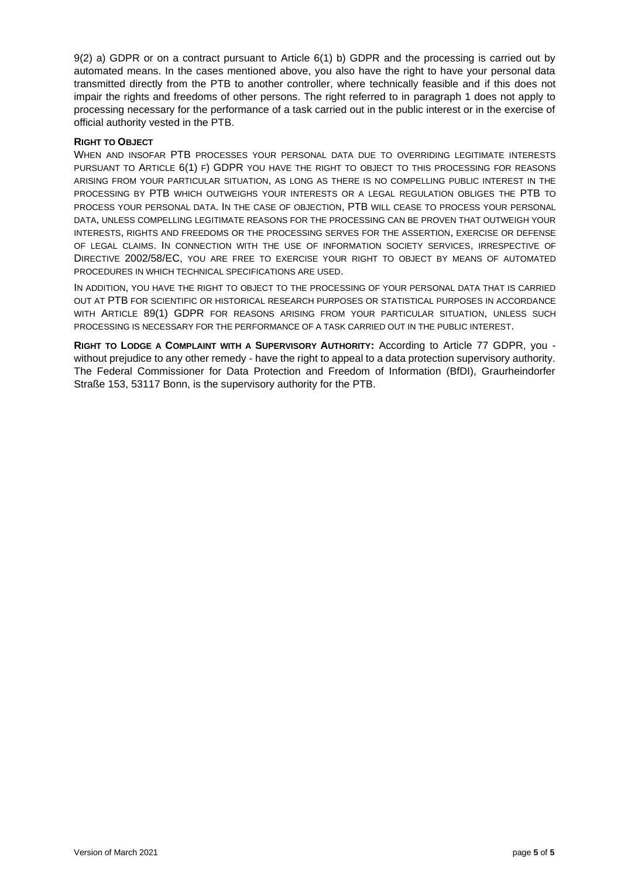9(2) a) GDPR or on a contract pursuant to Article 6(1) b) GDPR and the processing is carried out by automated means. In the cases mentioned above, you also have the right to have your personal data transmitted directly from the PTB to another controller, where technically feasible and if this does not impair the rights and freedoms of other persons. The right referred to in paragraph 1 does not apply to processing necessary for the performance of a task carried out in the public interest or in the exercise of official authority vested in the PTB.

**RIGHT TO OBJECT**

WHEN AND INSOFAR PTB PROCESSES YOUR PERSONAL DATA DUE TO OVERRIDING LEGITIMATE INTERESTS PURSUANT TO ARTICLE 6(1) F) GDPR YOU HAVE THE RIGHT TO OBJECT TO THIS PROCESSING FOR REASONS ARISING FROM YOUR PARTICULAR SITUATION, AS LONG AS THERE IS NO COMPELLING PUBLIC INTEREST IN THE PROCESSING BY PTB WHICH OUTWEIGHS YOUR INTERESTS OR A LEGAL REGULATION OBLIGES THE PTB TO PROCESS YOUR PERSONAL DATA. IN THE CASE OF OBJECTION, PTB WILL CEASE TO PROCESS YOUR PERSONAL DATA, UNLESS COMPELLING LEGITIMATE REASONS FOR THE PROCESSING CAN BE PROVEN THAT OUTWEIGH YOUR INTERESTS, RIGHTS AND FREEDOMS OR THE PROCESSING SERVES FOR THE ASSERTION, EXERCISE OR DEFENSE OF LEGAL CLAIMS. IN CONNECTION WITH THE USE OF INFORMATION SOCIETY SERVICES, IRRESPECTIVE OF DIRECTIVE 2002/58/EC, YOU ARE FREE TO EXERCISE YOUR RIGHT TO OBJECT BY MEANS OF AUTOMATED PROCEDURES IN WHICH TECHNICAL SPECIFICATIONS ARE USED.

IN ADDITION, YOU HAVE THE RIGHT TO OBJECT TO THE PROCESSING OF YOUR PERSONAL DATA THAT IS CARRIED OUT AT PTB FOR SCIENTIFIC OR HISTORICAL RESEARCH PURPOSES OR STATISTICAL PURPOSES IN ACCORDANCE WITH ARTICLE 89(1) GDPR FOR REASONS ARISING FROM YOUR PARTICULAR SITUATION, UNLESS SUCH PROCESSING IS NECESSARY FOR THE PERFORMANCE OF A TASK CARRIED OUT IN THE PUBLIC INTEREST.

**RIGHT TO LODGE A COMPLAINT WITH A SUPERVISORY AUTHORITY:** According to Article 77 GDPR, you - without prejudice to any other remedy - have the right to appeal to a data protection supervisory authority. The Federal Commissioner for Data Protection and Freedom of Information (BfDI), Graurheindorfer Straße 153, 53117 Bonn, is the supervisory authority for the PTB.

Version of March 2021